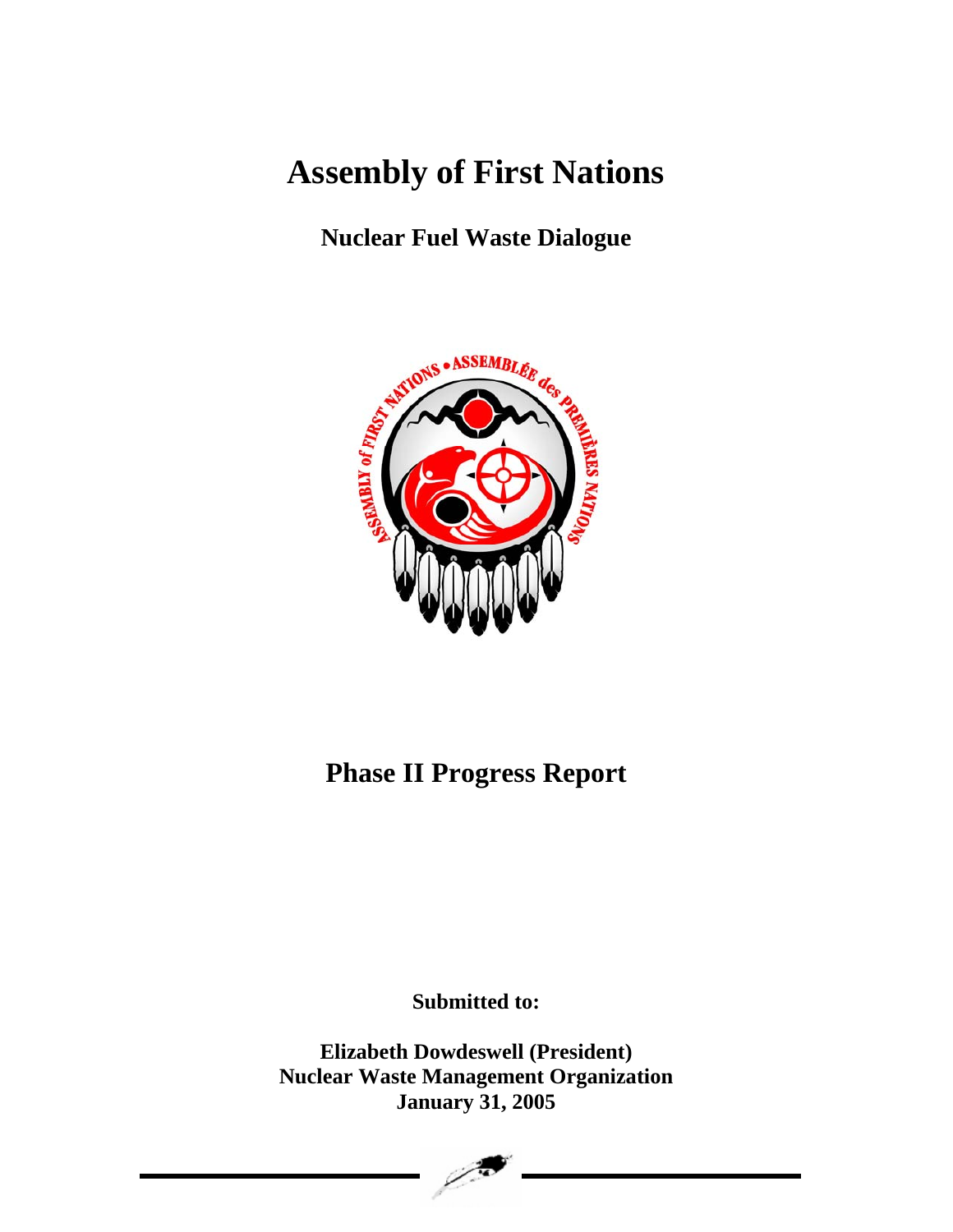# Assembly of First Nations

## Nuclear Fuel Waste Dialogue

# Phase II Progress Report

**Submitted to:**

**Elizabeth Dowdeswell (President)**
**Nuclear Waste Management Organization**
**January 31, 2005**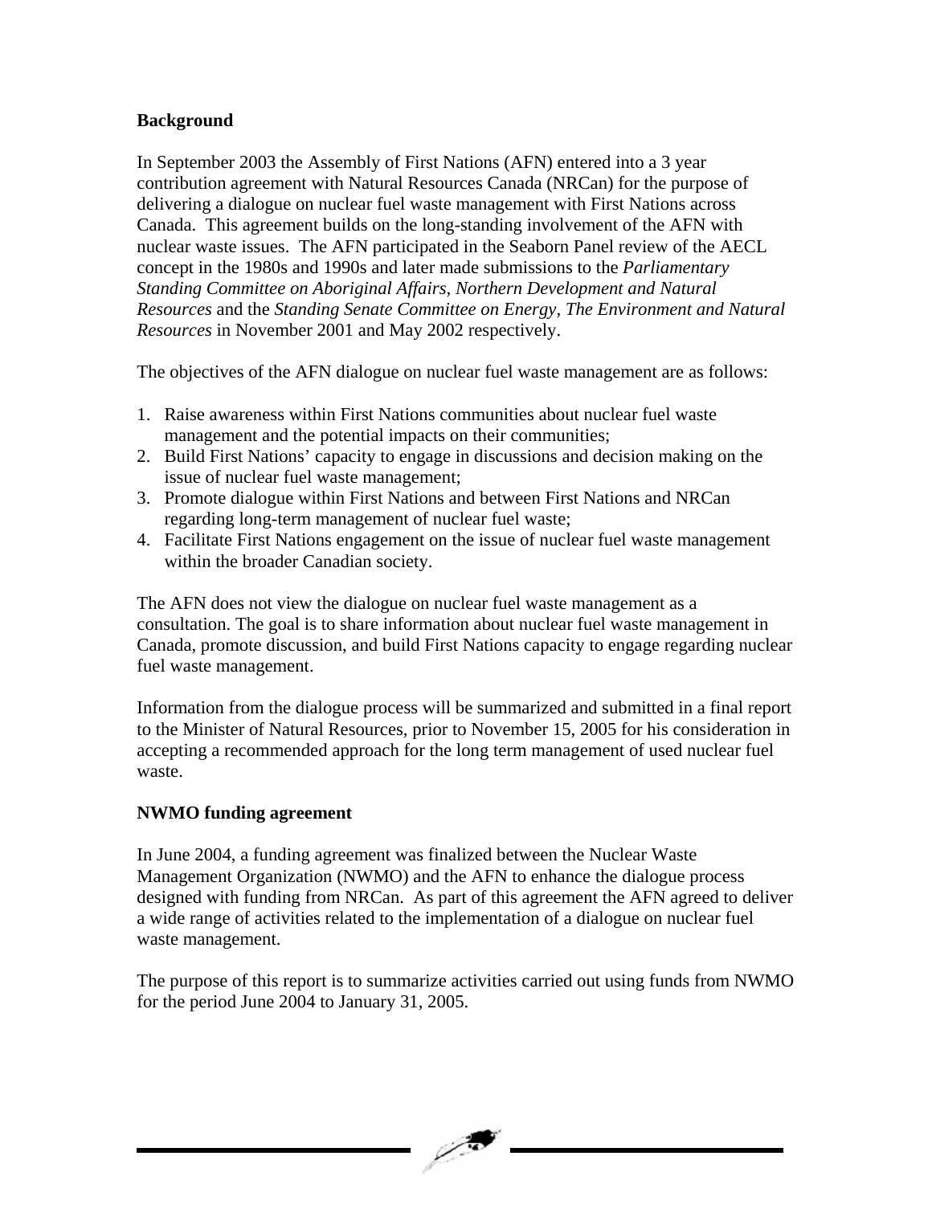**Background**

In September 2003 the Assembly of First Nations (AFN) entered into a 3 year contribution agreement with Natural Resources Canada (NRCan) for the purpose of delivering a dialogue on nuclear fuel waste management with First Nations across Canada. This agreement builds on the long-standing involvement of the AFN with nuclear waste issues. The AFN participated in the Seaborn Panel review of the AECL concept in the 1980s and 1990s and later made submissions to the *Parliamentary Standing Committee on Aboriginal Affairs, Northern Development and Natural Resources* and the *Standing Senate Committee on Energy, The Environment and Natural Resources* in November 2001 and May 2002 respectively.

The objectives of the AFN dialogue on nuclear fuel waste management are as follows:

1. Raise awareness within First Nations communities about nuclear fuel waste management and the potential impacts on their communities;
2. Build First Nations' capacity to engage in discussions and decision making on the issue of nuclear fuel waste management;
3. Promote dialogue within First Nations and between First Nations and NRCan regarding long-term management of nuclear fuel waste;
4. Facilitate First Nations engagement on the issue of nuclear fuel waste management within the broader Canadian society.

The AFN does not view the dialogue on nuclear fuel waste management as a consultation. The goal is to share information about nuclear fuel waste management in Canada, promote discussion, and build First Nations capacity to engage regarding nuclear fuel waste management.

Information from the dialogue process will be summarized and submitted in a final report to the Minister of Natural Resources, prior to November 15, 2005 for his consideration in accepting a recommended approach for the long term management of used nuclear fuel waste.

**NWMO funding agreement**

In June 2004, a funding agreement was finalized between the Nuclear Waste Management Organization (NWMO) and the AFN to enhance the dialogue process designed with funding from NRCan. As part of this agreement the AFN agreed to deliver a wide range of activities related to the implementation of a dialogue on nuclear fuel waste management.

The purpose of this report is to summarize activities carried out using funds from NWMO for the period June 2004 to January 31, 2005.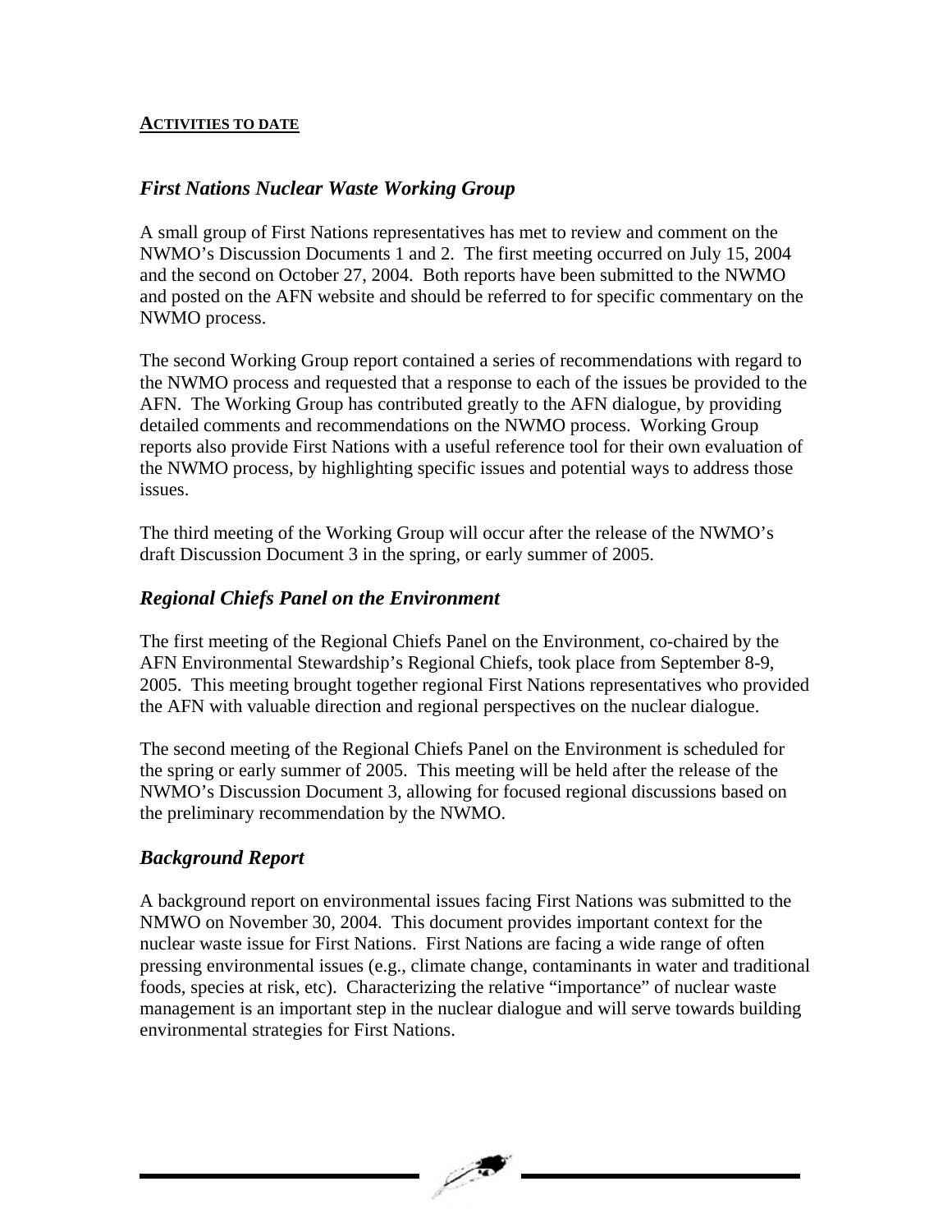## ACTIVITIES TO DATE

### *First Nations Nuclear Waste Working Group*

A small group of First Nations representatives has met to review and comment on the NWMO's Discussion Documents 1 and 2. The first meeting occurred on July 15, 2004 and the second on October 27, 2004. Both reports have been submitted to the NWMO and posted on the AFN website and should be referred to for specific commentary on the NWMO process.

The second Working Group report contained a series of recommendations with regard to the NWMO process and requested that a response to each of the issues be provided to the AFN. The Working Group has contributed greatly to the AFN dialogue, by providing detailed comments and recommendations on the NWMO process. Working Group reports also provide First Nations with a useful reference tool for their own evaluation of the NWMO process, by highlighting specific issues and potential ways to address those issues.

The third meeting of the Working Group will occur after the release of the NWMO's draft Discussion Document 3 in the spring, or early summer of 2005.

### *Regional Chiefs Panel on the Environment*

The first meeting of the Regional Chiefs Panel on the Environment, co-chaired by the AFN Environmental Stewardship's Regional Chiefs, took place from September 8-9, 2005. This meeting brought together regional First Nations representatives who provided the AFN with valuable direction and regional perspectives on the nuclear dialogue.

The second meeting of the Regional Chiefs Panel on the Environment is scheduled for the spring or early summer of 2005. This meeting will be held after the release of the NWMO's Discussion Document 3, allowing for focused regional discussions based on the preliminary recommendation by the NWMO.

### *Background Report*

A background report on environmental issues facing First Nations was submitted to the NMWO on November 30, 2004. This document provides important context for the nuclear waste issue for First Nations. First Nations are facing a wide range of often pressing environmental issues (e.g., climate change, contaminants in water and traditional foods, species at risk, etc). Characterizing the relative "importance" of nuclear waste management is an important step in the nuclear dialogue and will serve towards building environmental strategies for First Nations.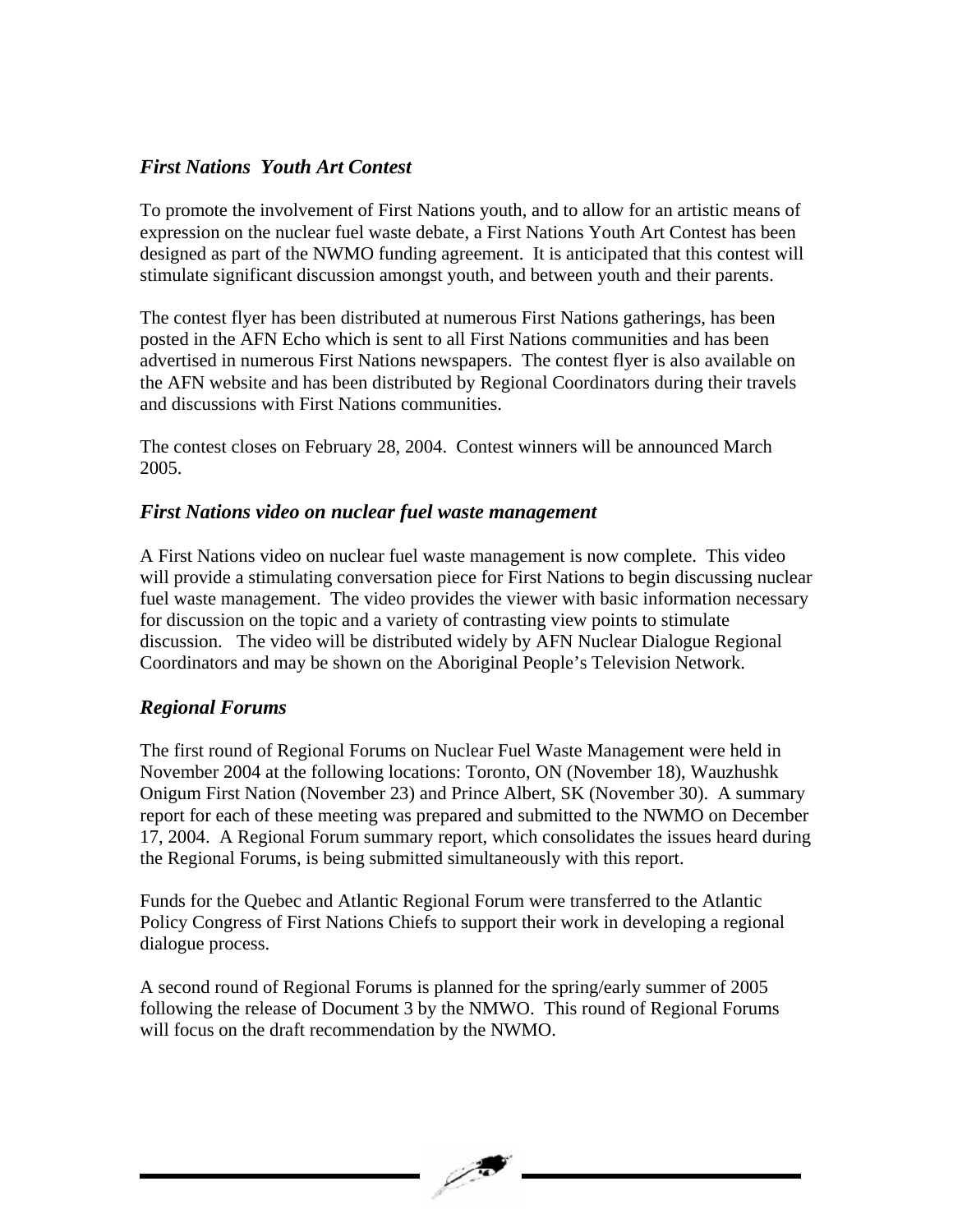### *First Nations Youth Art Contest*

To promote the involvement of First Nations youth, and to allow for an artistic means of expression on the nuclear fuel waste debate, a First Nations Youth Art Contest has been designed as part of the NWMO funding agreement. It is anticipated that this contest will stimulate significant discussion amongst youth, and between youth and their parents.

The contest flyer has been distributed at numerous First Nations gatherings, has been posted in the AFN Echo which is sent to all First Nations communities and has been advertised in numerous First Nations newspapers. The contest flyer is also available on the AFN website and has been distributed by Regional Coordinators during their travels and discussions with First Nations communities.

The contest closes on February 28, 2004. Contest winners will be announced March 2005.

### *First Nations video on nuclear fuel waste management*

A First Nations video on nuclear fuel waste management is now complete. This video will provide a stimulating conversation piece for First Nations to begin discussing nuclear fuel waste management. The video provides the viewer with basic information necessary for discussion on the topic and a variety of contrasting view points to stimulate discussion. The video will be distributed widely by AFN Nuclear Dialogue Regional Coordinators and may be shown on the Aboriginal People's Television Network.

### *Regional Forums*

The first round of Regional Forums on Nuclear Fuel Waste Management were held in November 2004 at the following locations: Toronto, ON (November 18), Wauzhushk Onigum First Nation (November 23) and Prince Albert, SK (November 30). A summary report for each of these meeting was prepared and submitted to the NWMO on December 17, 2004. A Regional Forum summary report, which consolidates the issues heard during the Regional Forums, is being submitted simultaneously with this report.

Funds for the Quebec and Atlantic Regional Forum were transferred to the Atlantic Policy Congress of First Nations Chiefs to support their work in developing a regional dialogue process.

A second round of Regional Forums is planned for the spring/early summer of 2005 following the release of Document 3 by the NMWO. This round of Regional Forums will focus on the draft recommendation by the NWMO.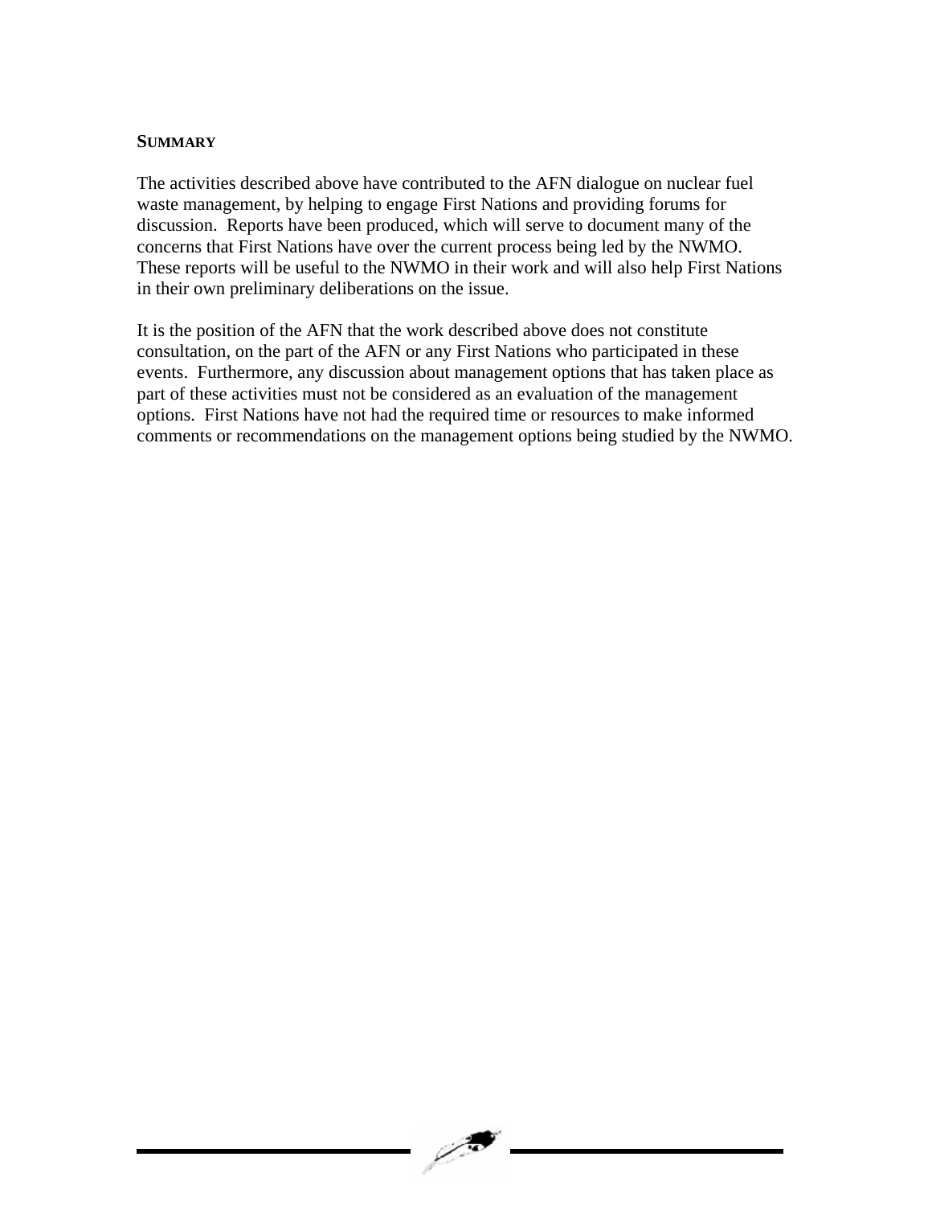## SUMMARY

The activities described above have contributed to the AFN dialogue on nuclear fuel waste management, by helping to engage First Nations and providing forums for discussion. Reports have been produced, which will serve to document many of the concerns that First Nations have over the current process being led by the NWMO. These reports will be useful to the NWMO in their work and will also help First Nations in their own preliminary deliberations on the issue.

It is the position of the AFN that the work described above does not constitute consultation, on the part of the AFN or any First Nations who participated in these events. Furthermore, any discussion about management options that has taken place as part of these activities must not be considered as an evaluation of the management options. First Nations have not had the required time or resources to make informed comments or recommendations on the management options being studied by the NWMO.